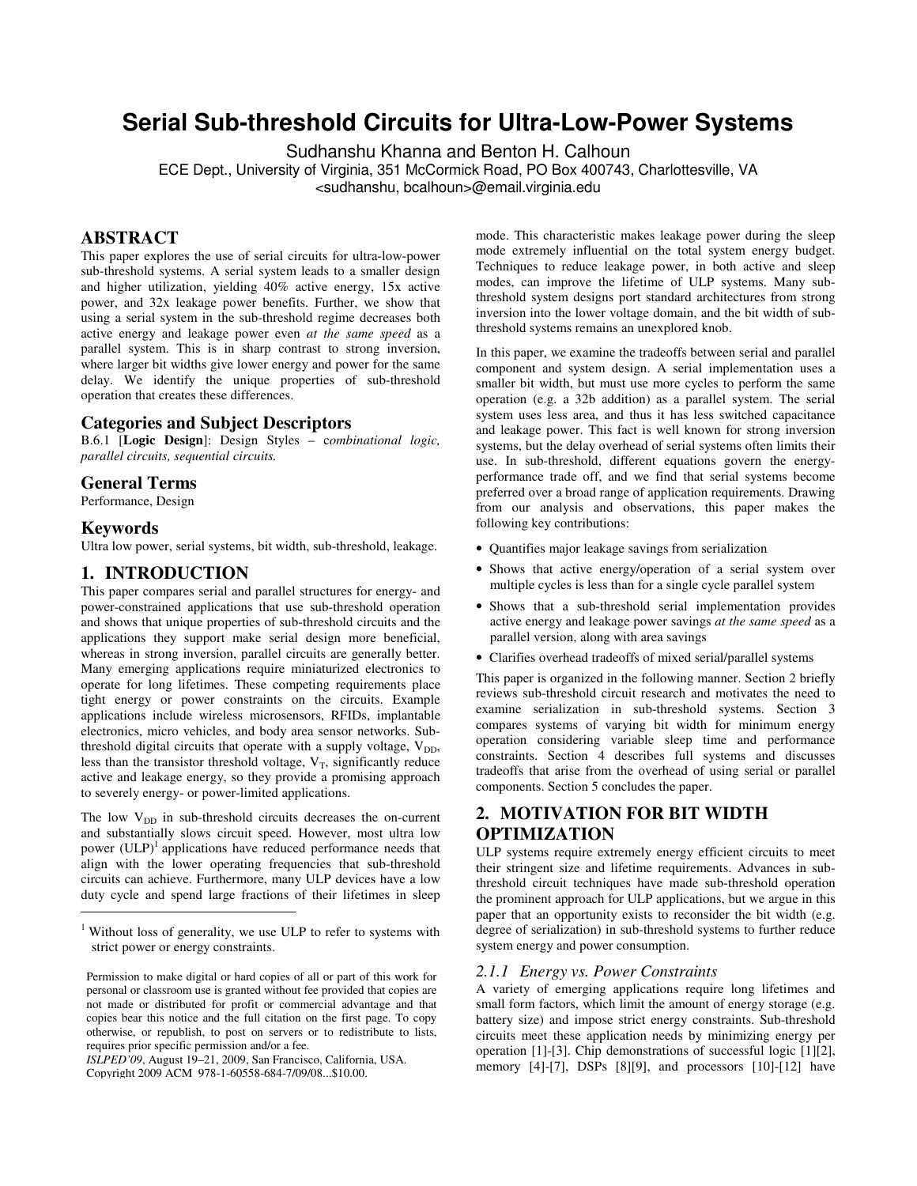# Serial Sub-threshold Circuits for Ultra-Low-Power Systems

Sudhanshu Khanna and Benton H. Calhoun

ECE Dept., University of Virginia, 351 McCormick Road, PO Box 400743, Charlottesville, VA

<sudhanshu, bcalhoun>@email.virginia.edu

## ABSTRACT

This paper explores the use of serial circuits for ultra-low-power sub-threshold systems. A serial system leads to a smaller design and higher utilization, yielding 40% active energy, 15x active power, and 32x leakage power benefits. Further, we show that using a serial system in the sub-threshold regime decreases both active energy and leakage power even *at the same speed* as a parallel system. This is in sharp contrast to strong inversion, where larger bit widths give lower energy and power for the same delay. We identify the unique properties of sub-threshold operation that creates these differences.

### Categories and Subject Descriptors

B.6.1 [**Logic Design**]: Design Styles – *combinational logic, parallel circuits, sequential circuits.*

### General Terms

Performance, Design

### Keywords

Ultra low power, serial systems, bit width, sub-threshold, leakage.

## 1. INTRODUCTION

This paper compares serial and parallel structures for energy- and power-constrained applications that use sub-threshold operation and shows that unique properties of sub-threshold circuits and the applications they support make serial design more beneficial, whereas in strong inversion, parallel circuits are generally better. Many emerging applications require miniaturized electronics to operate for long lifetimes. These competing requirements place tight energy or power constraints on the circuits. Example applications include wireless microsensors, RFIDs, implantable electronics, micro vehicles, and body area sensor networks. Sub-threshold digital circuits that operate with a supply voltage, $V_{DD}$, less than the transistor threshold voltage, $V_T$, significantly reduce active and leakage energy, so they provide a promising approach to severely energy- or power-limited applications.

The low $V_{DD}$ in sub-threshold circuits decreases the on-current and substantially slows circuit speed. However, most ultra low power (ULP)[1] applications have reduced performance needs that align with the lower operating frequencies that sub-threshold circuits can achieve. Furthermore, many ULP devices have a low duty cycle and spend large fractions of their lifetimes in sleep mode. This characteristic makes leakage power during the sleep mode extremely influential on the total system energy budget. Techniques to reduce leakage power, in both active and sleep modes, can improve the lifetime of ULP systems. Many sub-threshold system designs port standard architectures from strong inversion into the lower voltage domain, and the bit width of sub-threshold systems remains an unexplored knob.

In this paper, we examine the tradeoffs between serial and parallel component and system design. A serial implementation uses a smaller bit width, but must use more cycles to perform the same operation (e.g. a 32b addition) as a parallel system. The serial system uses less area, and thus it has less switched capacitance and leakage power. This fact is well known for strong inversion systems, but the delay overhead of serial systems often limits their use. In sub-threshold, different equations govern the energy-performance trade off, and we find that serial systems become preferred over a broad range of application requirements. Drawing from our analysis and observations, this paper makes the following key contributions:

- Quantifies major leakage savings from serialization
- Shows that active energy/operation of a serial system over multiple cycles is less than for a single cycle parallel system
- Shows that a sub-threshold serial implementation provides active energy and leakage power savings *at the same speed* as a parallel version, along with area savings
- Clarifies overhead tradeoffs of mixed serial/parallel systems

This paper is organized in the following manner. Section 2 briefly reviews sub-threshold circuit research and motivates the need to examine serialization in sub-threshold systems. Section 3 compares systems of varying bit width for minimum energy operation considering variable sleep time and performance constraints. Section 4 describes full systems and discusses tradeoffs that arise from the overhead of using serial or parallel components. Section 5 concludes the paper.

## 2. MOTIVATION FOR BIT WIDTH OPTIMIZATION

ULP systems require extremely energy efficient circuits to meet their stringent size and lifetime requirements. Advances in sub-threshold circuit techniques have made sub-threshold operation the prominent approach for ULP applications, but we argue in this paper that an opportunity exists to reconsider the bit width (e.g. degree of serialization) in sub-threshold systems to further reduce system energy and power consumption.

### *2.1.1 Energy vs. Power Constraints*

A variety of emerging applications require long lifetimes and small form factors, which limit the amount of energy storage (e.g. battery size) and impose strict energy constraints. Sub-threshold circuits meet these application needs by minimizing energy per operation [1]-[3]. Chip demonstrations of successful logic [1][2], memory [4]-[7], DSPs [8][9], and processors [10]-[12] have

---

[1] Without loss of generality, we use ULP to refer to systems with strict power or energy constraints.

Permission to make digital or hard copies of all or part of this work for personal or classroom use is granted without fee provided that copies are not made or distributed for profit or commercial advantage and that copies bear this notice and the full citation on the first page. To copy otherwise, or republish, to post on servers or to redistribute to lists, requires prior specific permission and/or a fee.

*ISLPED'09*, August 19–21, 2009, San Francisco, California, USA.

Copyright 2009 ACM 978-1-60558-684-7/09/08...$10.00.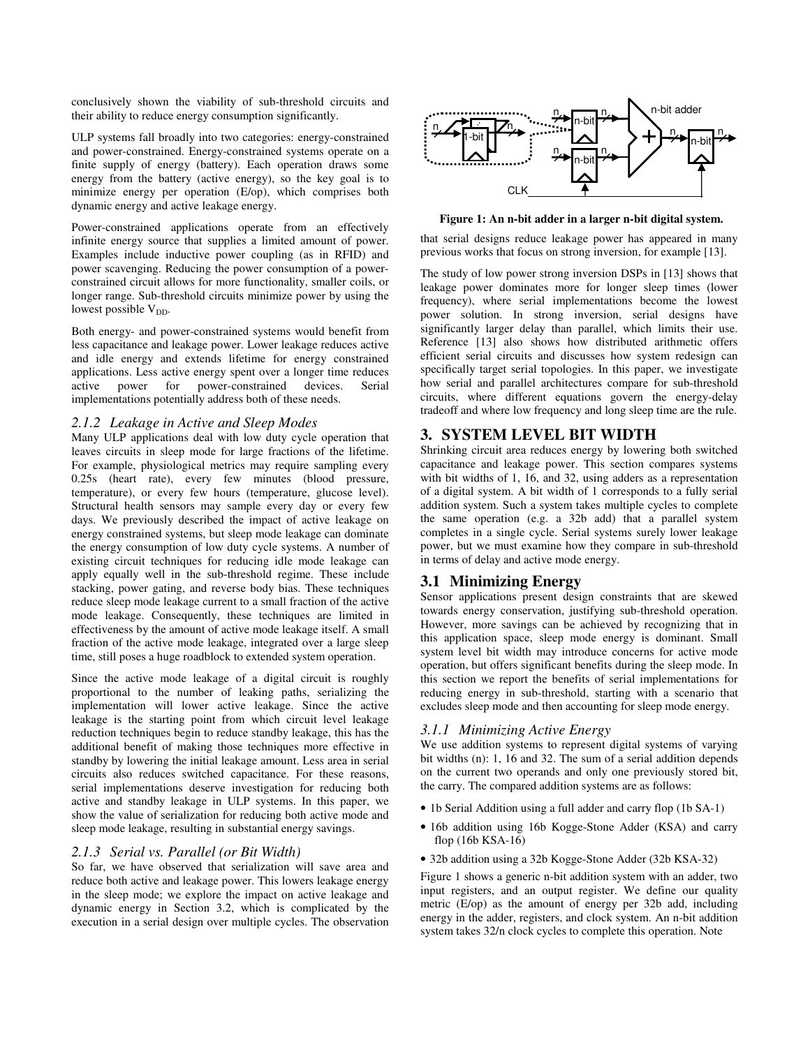conclusively shown the viability of sub-threshold circuits and their ability to reduce energy consumption significantly.

ULP systems fall broadly into two categories: energy-constrained and power-constrained. Energy-constrained systems operate on a finite supply of energy (battery). Each operation draws some energy from the battery (active energy), so the key goal is to minimize energy per operation (E/op), which comprises both dynamic energy and active leakage energy.

Power-constrained applications operate from an effectively infinite energy source that supplies a limited amount of power. Examples include inductive power coupling (as in RFID) and power scavenging. Reducing the power consumption of a power-constrained circuit allows for more functionality, smaller coils, or longer range. Sub-threshold circuits minimize power by using the lowest possible $V_{DD}$.

Both energy- and power-constrained systems would benefit from less capacitance and leakage power. Lower leakage reduces active and idle energy and extends lifetime for energy constrained applications. Less active energy spent over a longer time reduces active power for power-constrained devices. Serial implementations potentially address both of these needs.

### *2.1.2 Leakage in Active and Sleep Modes*

Many ULP applications deal with low duty cycle operation that leaves circuits in sleep mode for large fractions of the lifetime. For example, physiological metrics may require sampling every 0.25s (heart rate), every few minutes (blood pressure, temperature), or every few hours (temperature, glucose level). Structural health sensors may sample every day or every few days. We previously described the impact of active leakage on energy constrained systems, but sleep mode leakage can dominate the energy consumption of low duty cycle systems. A number of existing circuit techniques for reducing idle mode leakage can apply equally well in the sub-threshold regime. These include stacking, power gating, and reverse body bias. These techniques reduce sleep mode leakage current to a small fraction of the active mode leakage. Consequently, these techniques are limited in effectiveness by the amount of active mode leakage itself. A small fraction of the active mode leakage, integrated over a large sleep time, still poses a huge roadblock to extended system operation.

Since the active mode leakage of a digital circuit is roughly proportional to the number of leaking paths, serializing the implementation will lower active leakage. Since the active leakage is the starting point from which circuit level leakage reduction techniques begin to reduce standby leakage, this has the additional benefit of making those techniques more effective in standby by lowering the initial leakage amount. Less area in serial circuits also reduces switched capacitance. For these reasons, serial implementations deserve investigation for reducing both active and standby leakage in ULP systems. In this paper, we show the value of serialization for reducing both active mode and sleep mode leakage, resulting in substantial energy savings.

### *2.1.3 Serial vs. Parallel (or Bit Width)*

So far, we have observed that serialization will save area and reduce both active and leakage power. This lowers leakage energy in the sleep mode; we explore the impact on active leakage and dynamic energy in Section 3.2, which is complicated by the execution in a serial design over multiple cycles. The observation that serial designs reduce leakage power has appeared in many previous works that focus on strong inversion, for example [13].

**Figure 1: An n-bit adder in a larger n-bit digital system.**

The study of low power strong inversion DSPs in [13] shows that leakage power dominates more for longer sleep times (lower frequency), where serial implementations become the lowest power solution. In strong inversion, serial designs have significantly larger delay than parallel, which limits their use. Reference [13] also shows how distributed arithmetic offers efficient serial circuits and discusses how system redesign can specifically target serial topologies. In this paper, we investigate how serial and parallel architectures compare for sub-threshold circuits, where different equations govern the energy-delay tradeoff and where low frequency and long sleep time are the rule.

## 3. SYSTEM LEVEL BIT WIDTH

Shrinking circuit area reduces energy by lowering both switched capacitance and leakage power. This section compares systems with bit widths of 1, 16, and 32, using adders as a representation of a digital system. A bit width of 1 corresponds to a fully serial addition system. Such a system takes multiple cycles to complete the same operation (e.g. a 32b add) that a parallel system completes in a single cycle. Serial systems surely lower leakage power, but we must examine how they compare in sub-threshold in terms of delay and active mode energy.

## 3.1 Minimizing Energy

Sensor applications present design constraints that are skewed towards energy conservation, justifying sub-threshold operation. However, more savings can be achieved by recognizing that in this application space, sleep mode energy is dominant. Small system level bit width may introduce concerns for active mode operation, but offers significant benefits during the sleep mode. In this section we report the benefits of serial implementations for reducing energy in sub-threshold, starting with a scenario that excludes sleep mode and then accounting for sleep mode energy.

### *3.1.1 Minimizing Active Energy*

We use addition systems to represent digital systems of varying bit widths (n): 1, 16 and 32. The sum of a serial addition depends on the current two operands and only one previously stored bit, the carry. The compared addition systems are as follows:

- 1b Serial Addition using a full adder and carry flop (1b SA-1)
- 16b addition using 16b Kogge-Stone Adder (KSA) and carry flop (16b KSA-16)
- 32b addition using a 32b Kogge-Stone Adder (32b KSA-32)

Figure 1 shows a generic n-bit addition system with an adder, two input registers, and an output register. We define our quality metric (E/op) as the amount of energy per 32b add, including energy in the adder, registers, and clock system. An n-bit addition system takes 32/n clock cycles to complete this operation. Note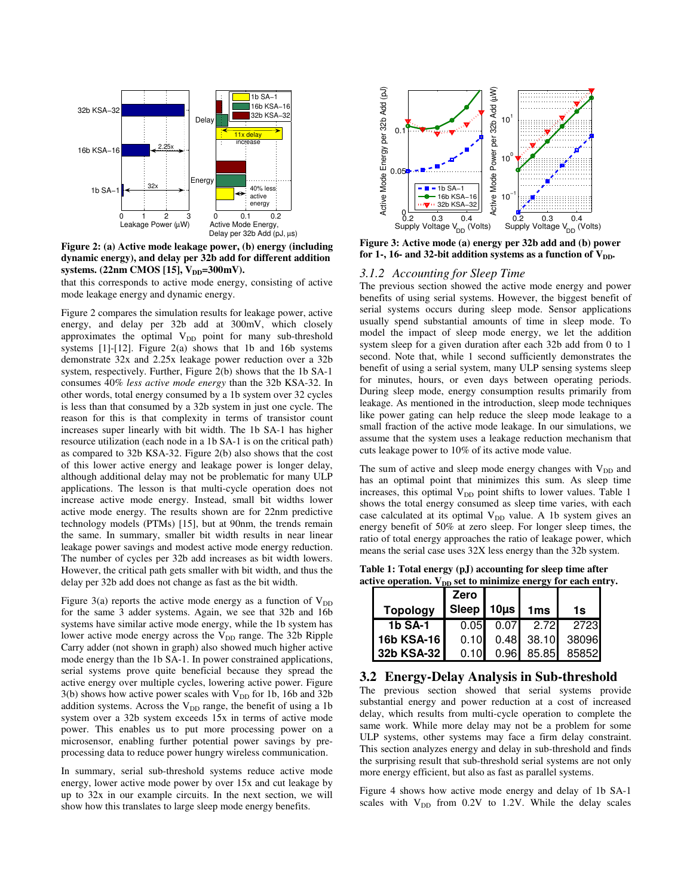**Figure 2: (a) Active mode leakage power, (b) energy (including dynamic energy), and delay per 32b add for different addition systems. (22nm CMOS [15], $V_{DD}$=300mV).**

that this corresponds to active mode energy, consisting of active mode leakage energy and dynamic energy.

Figure 2 compares the simulation results for leakage power, active energy, and delay per 32b add at 300mV, which closely approximates the optimal $V_{DD}$ point for many sub-threshold systems [1]-[12]. Figure 2(a) shows that 1b and 16b systems demonstrate 32x and 2.25x leakage power reduction over a 32b system, respectively. Further, Figure 2(b) shows that the 1b SA-1 consumes 40% *less active mode energy* than the 32b KSA-32. In other words, total energy consumed by a 1b system over 32 cycles is less than that consumed by a 32b system in just one cycle. The reason for this is that complexity in terms of transistor count increases super linearly with bit width. The 1b SA-1 has higher resource utilization (each node in a 1b SA-1 is on the critical path) as compared to 32b KSA-32. Figure 2(b) also shows that the cost of this lower active energy and leakage power is longer delay, although additional delay may not be problematic for many ULP applications. The lesson is that multi-cycle operation does not increase active mode energy. Instead, small bit widths lower active mode energy. The results shown are for 22nm predictive technology models (PTMs) [15], but at 90nm, the trends remain the same. In summary, smaller bit width results in near linear leakage power savings and modest active mode energy reduction. The number of cycles per 32b add increases as bit width lowers. However, the critical path gets smaller with bit width, and thus the delay per 32b add does not change as fast as the bit width.

Figure 3(a) reports the active mode energy as a function of $V_{DD}$ for the same 3 adder systems. Again, we see that 32b and 16b systems have similar active mode energy, while the 1b system has lower active mode energy across the $V_{DD}$ range. The 32b Ripple Carry adder (not shown in graph) also showed much higher active mode energy than the 1b SA-1. In power constrained applications, serial systems prove quite beneficial because they spread the active energy over multiple cycles, lowering active power. Figure 3(b) shows how active power scales with $V_{DD}$ for 1b, 16b and 32b addition systems. Across the $V_{DD}$ range, the benefit of using a 1b system over a 32b system exceeds 15x in terms of active mode power. This enables us to put more processing power on a microsensor, enabling further potential power savings by pre-processing data to reduce power hungry wireless communication.

In summary, serial sub-threshold systems reduce active mode energy, lower active mode power by over 15x and cut leakage by up to 32x in our example circuits. In the next section, we will show how this translates to large sleep mode energy benefits.

**Figure 3: Active mode (a) energy per 32b add and (b) power for 1-, 16- and 32-bit addition systems as a function of $V_{DD}$.**

### 3.1.2 *Accounting for Sleep Time*

The previous section showed the active mode energy and power benefits of using serial systems. However, the biggest benefit of serial systems occurs during sleep mode. Sensor applications usually spend substantial amounts of time in sleep mode. To model the impact of sleep mode energy, we let the addition system sleep for a given duration after each 32b add from 0 to 1 second. Note that, while 1 second sufficiently demonstrates the benefit of using a serial system, many ULP sensing systems sleep for minutes, hours, or even days between operating periods. During sleep mode, energy consumption results primarily from leakage. As mentioned in the introduction, sleep mode techniques like power gating can help reduce the sleep mode leakage to a small fraction of the active mode leakage. In our simulations, we assume that the system uses a leakage reduction mechanism that cuts leakage power to 10% of its active mode value.

The sum of active and sleep mode energy changes with $V_{DD}$ and has an optimal point that minimizes this sum. As sleep time increases, this optimal $V_{DD}$ point shifts to lower values. Table 1 shows the total energy consumed as sleep time varies, with each case calculated at its optimal $V_{DD}$ value. A 1b system gives an energy benefit of 50% at zero sleep. For longer sleep times, the ratio of total energy approaches the ratio of leakage power, which means the serial case uses 32X less energy than the 32b system.

**Table 1: Total energy (pJ) accounting for sleep time after active operation. $V_{DD}$ set to minimize energy for each entry.**

| Topology | Zero Sleep | 10µs | 1ms | 1s |
|---|---|---|---|---|
| 1b SA-1 | 0.05 | 0.07 | 2.72 | 2723 |
| 16b KSA-16 | 0.10 | 0.48 | 38.10 | 38096 |
| 32b KSA-32 | 0.10 | 0.96 | 85.85 | 85852 |

## 3.2 Energy-Delay Analysis in Sub-threshold

The previous section showed that serial systems provide substantial energy and power reduction at a cost of increased delay, which results from multi-cycle operation to complete the same work. While more delay may not be a problem for some ULP systems, other systems may face a firm delay constraint. This section analyzes energy and delay in sub-threshold and finds the surprising result that sub-threshold serial systems are not only more energy efficient, but also as fast as parallel systems.

Figure 4 shows how active mode energy and delay of 1b SA-1 scales with $V_{DD}$ from 0.2V to 1.2V. While the delay scales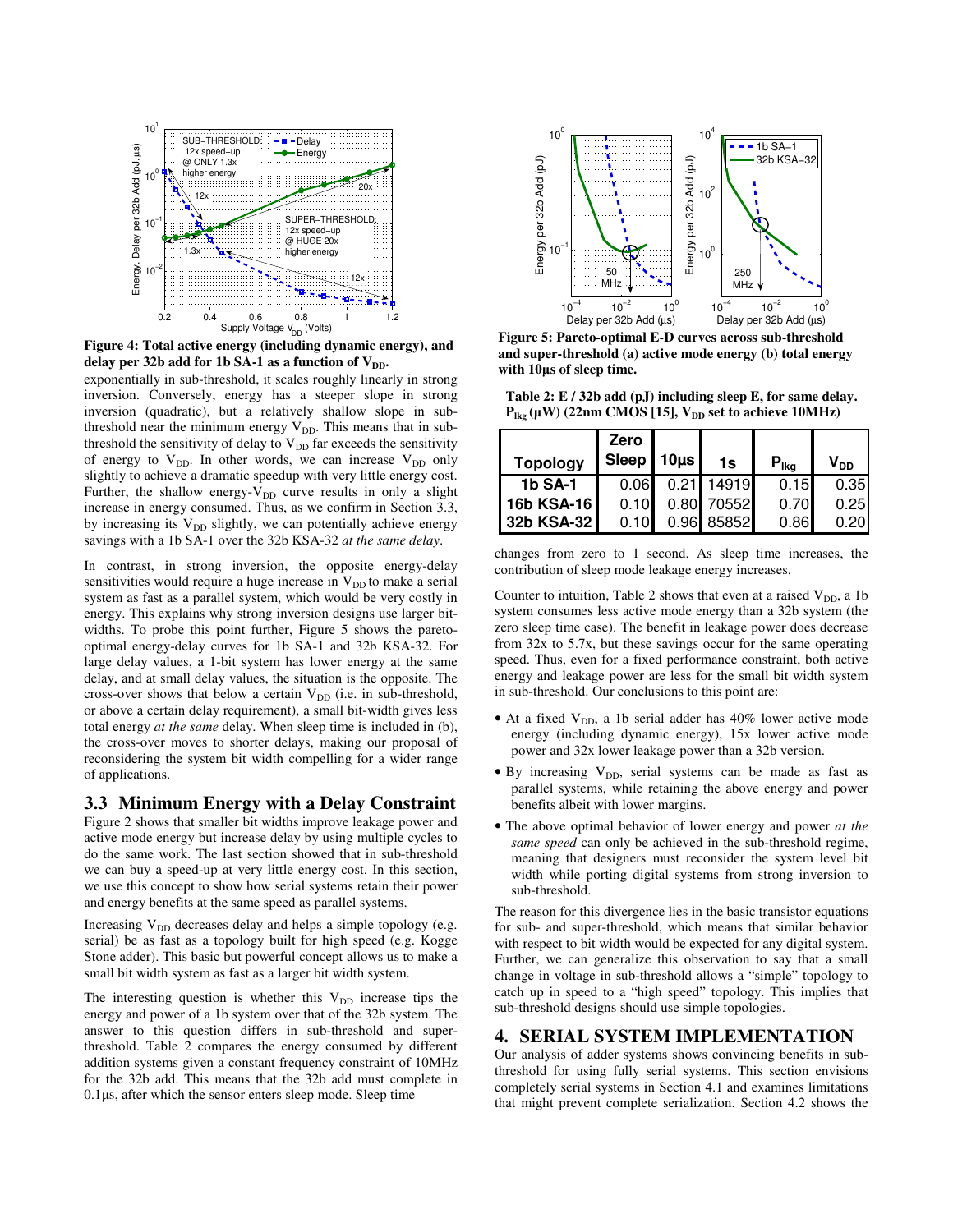**Figure 4: Total active energy (including dynamic energy), and delay per 32b add for 1b SA-1 as a function of $V_{DD}$.**

exponentially in sub-threshold, it scales roughly linearly in strong inversion. Conversely, energy has a steeper slope in strong inversion (quadratic), but a relatively shallow slope in sub-threshold near the minimum energy $V_{DD}$. This means that in sub-threshold the sensitivity of delay to $V_{DD}$ far exceeds the sensitivity of energy to $V_{DD}$. In other words, we can increase $V_{DD}$ only slightly to achieve a dramatic speedup with very little energy cost. Further, the shallow energy-$V_{DD}$ curve results in only a slight increase in energy consumed. Thus, as we confirm in Section 3.3, by increasing its $V_{DD}$ slightly, we can potentially achieve energy savings with a 1b SA-1 over the 32b KSA-32 *at the same delay*.

In contrast, in strong inversion, the opposite energy-delay sensitivities would require a huge increase in $V_{DD}$ to make a serial system as fast as a parallel system, which would be very costly in energy. This explains why strong inversion designs use larger bit-widths. To probe this point further, Figure 5 shows the pareto-optimal energy-delay curves for 1b SA-1 and 32b KSA-32. For large delay values, a 1-bit system has lower energy at the same delay, and at small delay values, the situation is the opposite. The cross-over shows that below a certain $V_{DD}$ (i.e. in sub-threshold, or above a certain delay requirement), a small bit-width gives less total energy *at the same* delay. When sleep time is included in (b), the cross-over moves to shorter delays, making our proposal of reconsidering the system bit width compelling for a wider range of applications.

## 3.3 Minimum Energy with a Delay Constraint

Figure 2 shows that smaller bit widths improve leakage power and active mode energy but increase delay by using multiple cycles to do the same work. The last section showed that in sub-threshold we can buy a speed-up at very little energy cost. In this section, we use this concept to show how serial systems retain their power and energy benefits at the same speed as parallel systems.

Increasing $V_{DD}$ decreases delay and helps a simple topology (e.g. serial) be as fast as a topology built for high speed (e.g. Kogge Stone adder). This basic but powerful concept allows us to make a small bit width system as fast as a larger bit width system.

The interesting question is whether this $V_{DD}$ increase tips the energy and power of a 1b system over that of the 32b system. The answer to this question differs in sub-threshold and super-threshold. Table 2 compares the energy consumed by different addition systems given a constant frequency constraint of 10MHz for the 32b add. This means that the 32b add must complete in 0.1µs, after which the sensor enters sleep mode. Sleep time

**Figure 5: Pareto-optimal E-D curves across sub-threshold and super-threshold (a) active mode energy (b) total energy with 10µs of sleep time.**

**Table 2: E / 32b add (pJ) including sleep E, for same delay. $P_{lkg}$ (µW) (22nm CMOS [15], $V_{DD}$ set to achieve 10MHz)**

| Topology | Zero Sleep | 10µs | 1s | $P_{lkg}$ | $V_{DD}$ |
|---|---|---|---|---|---|
| 1b SA-1 | 0.06 | 0.21 | 14919 | 0.15 | 0.35 |
| 16b KSA-16 | 0.10 | 0.80 | 70552 | 0.70 | 0.25 |
| 32b KSA-32 | 0.10 | 0.96 | 85852 | 0.86 | 0.20 |

changes from zero to 1 second. As sleep time increases, the contribution of sleep mode leakage energy increases.

Counter to intuition, Table 2 shows that even at a raised $V_{DD}$, a 1b system consumes less active mode energy than a 32b system (the zero sleep time case). The benefit in leakage power does decrease from 32x to 5.7x, but these savings occur for the same operating speed. Thus, even for a fixed performance constraint, both active energy and leakage power are less for the small bit width system in sub-threshold. Our conclusions to this point are:

- At a fixed $V_{DD}$, a 1b serial adder has 40% lower active mode energy (including dynamic energy), 15x lower active mode power and 32x lower leakage power than a 32b version.
- By increasing $V_{DD}$, serial systems can be made as fast as parallel systems, while retaining the above energy and power benefits albeit with lower margins.
- The above optimal behavior of lower energy and power *at the same speed* can only be achieved in the sub-threshold regime, meaning that designers must reconsider the system level bit width while porting digital systems from strong inversion to sub-threshold.

The reason for this divergence lies in the basic transistor equations for sub- and super-threshold, which means that similar behavior with respect to bit width would be expected for any digital system. Further, we can generalize this observation to say that a small change in voltage in sub-threshold allows a "simple" topology to catch up in speed to a "high speed" topology. This implies that sub-threshold designs should use simple topologies.

# 4. SERIAL SYSTEM IMPLEMENTATION

Our analysis of adder systems shows convincing benefits in sub-threshold for using fully serial systems. This section envisions completely serial systems in Section 4.1 and examines limitations that might prevent complete serialization. Section 4.2 shows the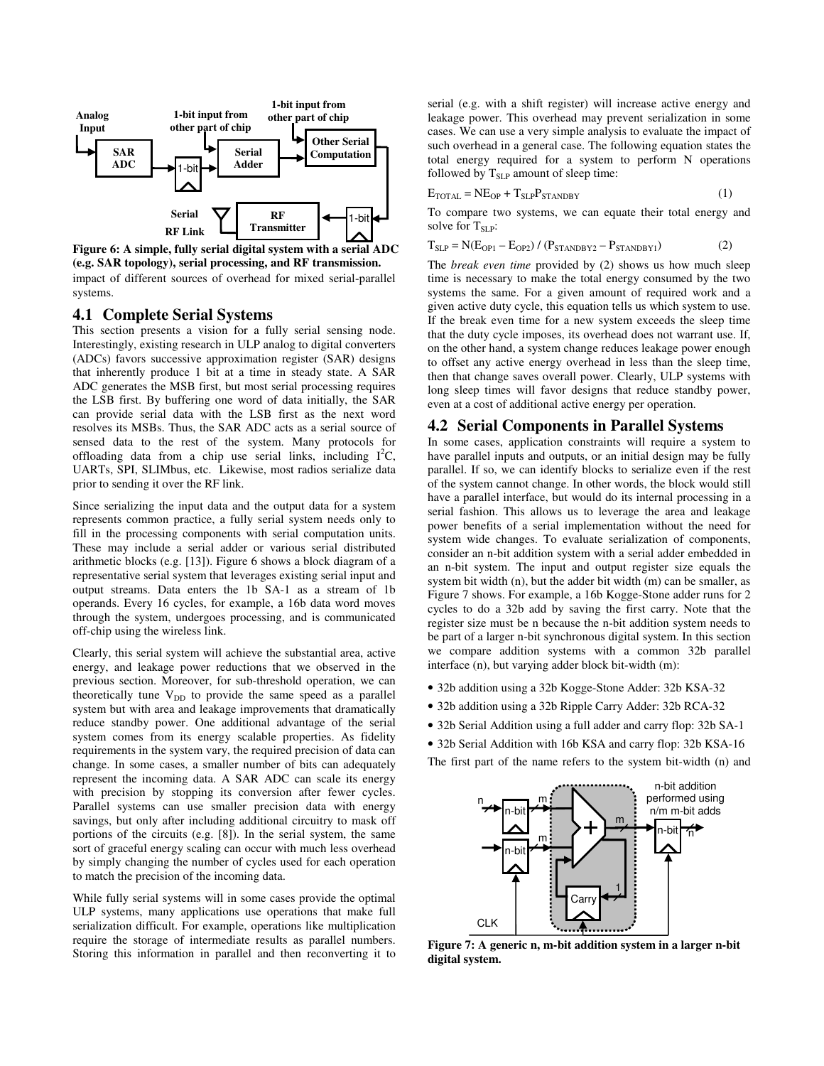Figure 6: A simple, fully serial digital system with a serial ADC (e.g. SAR topology), serial processing, and RF transmission.

impact of different sources of overhead for mixed serial-parallel systems.

## 4.1 Complete Serial Systems

This section presents a vision for a fully serial sensing node. Interestingly, existing research in ULP analog to digital converters (ADCs) favors successive approximation register (SAR) designs that inherently produce 1 bit at a time in steady state. A SAR ADC generates the MSB first, but most serial processing requires the LSB first. By buffering one word of data initially, the SAR can provide serial data with the LSB first as the next word resolves its MSBs. Thus, the SAR ADC acts as a serial source of sensed data to the rest of the system. Many protocols for offloading data from a chip use serial links, including $I^2C$, UARTs, SPI, SLIMbus, etc. Likewise, most radios serialize data prior to sending it over the RF link.

Since serializing the input data and the output data for a system represents common practice, a fully serial system needs only to fill in the processing components with serial computation units. These may include a serial adder or various serial distributed arithmetic blocks (e.g. [13]). Figure 6 shows a block diagram of a representative serial system that leverages existing serial input and output streams. Data enters the 1b SA-1 as a stream of 1b operands. Every 16 cycles, for example, a 16b data word moves through the system, undergoes processing, and is communicated off-chip using the wireless link.

Clearly, this serial system will achieve the substantial area, active energy, and leakage power reductions that we observed in the previous section. Moreover, for sub-threshold operation, we can theoretically tune $V_{DD}$ to provide the same speed as a parallel system but with area and leakage improvements that dramatically reduce standby power. One additional advantage of the serial system comes from its energy scalable properties. As fidelity requirements in the system vary, the required precision of data can change. In some cases, a smaller number of bits can adequately represent the incoming data. A SAR ADC can scale its energy with precision by stopping its conversion after fewer cycles. Parallel systems can use smaller precision data with energy savings, but only after including additional circuitry to mask off portions of the circuits (e.g. [8]). In the serial system, the same sort of graceful energy scaling can occur with much less overhead by simply changing the number of cycles used for each operation to match the precision of the incoming data.

While fully serial systems will in some cases provide the optimal ULP systems, many applications use operations that make full serialization difficult. For example, operations like multiplication require the storage of intermediate results as parallel numbers. Storing this information in parallel and then reconverting it to serial (e.g. with a shift register) will increase active energy and leakage power. This overhead may prevent serialization in some cases. We can use a very simple analysis to evaluate the impact of such overhead in a general case. The following equation states the total energy required for a system to perform N operations followed by $T_{SLP}$ amount of sleep time:

$$E_{TOTAL} = NE_{OP} + T_{SLP}P_{STANDBY} \quad (1)$$

To compare two systems, we can equate their total energy and solve for $T_{SLP}$:

$$T_{SLP} = N(E_{OP1} - E_{OP2}) / (P_{STANDBY2} - P_{STANDBY1}) \quad (2)$$

The *break even time* provided by (2) shows us how much sleep time is necessary to make the total energy consumed by the two systems the same. For a given amount of required work and a given active duty cycle, this equation tells us which system to use. If the break even time for a new system exceeds the sleep time that the duty cycle imposes, its overhead does not warrant use. If, on the other hand, a system change reduces leakage power enough to offset any active energy overhead in less than the sleep time, then that change saves overall power. Clearly, ULP systems with long sleep times will favor designs that reduce standby power, even at a cost of additional active energy per operation.

## 4.2 Serial Components in Parallel Systems

In some cases, application constraints will require a system to have parallel inputs and outputs, or an initial design may be fully parallel. If so, we can identify blocks to serialize even if the rest of the system cannot change. In other words, the block would still have a parallel interface, but would do its internal processing in a serial fashion. This allows us to leverage the area and leakage power benefits of a serial implementation without the need for system wide changes. To evaluate serialization of components, consider an n-bit addition system with a serial adder embedded in an n-bit system. The input and output register size equals the system bit width (n), but the adder bit width (m) can be smaller, as Figure 7 shows. For example, a 16b Kogge-Stone adder runs for 2 cycles to do a 32b add by saving the first carry. Note that the register size must be n because the n-bit addition system needs to be part of a larger n-bit synchronous digital system. In this section we compare addition systems with a common 32b parallel interface (n), but varying adder block bit-width (m):

- 32b addition using a 32b Kogge-Stone Adder: 32b KSA-32
- 32b addition using a 32b Ripple Carry Adder: 32b RCA-32
- 32b Serial Addition using a full adder and carry flop: 32b SA-1
- 32b Serial Addition with 16b KSA and carry flop: 32b KSA-16

The first part of the name refers to the system bit-width (n) and

Figure 7: A generic n, m-bit addition system in a larger n-bit digital system.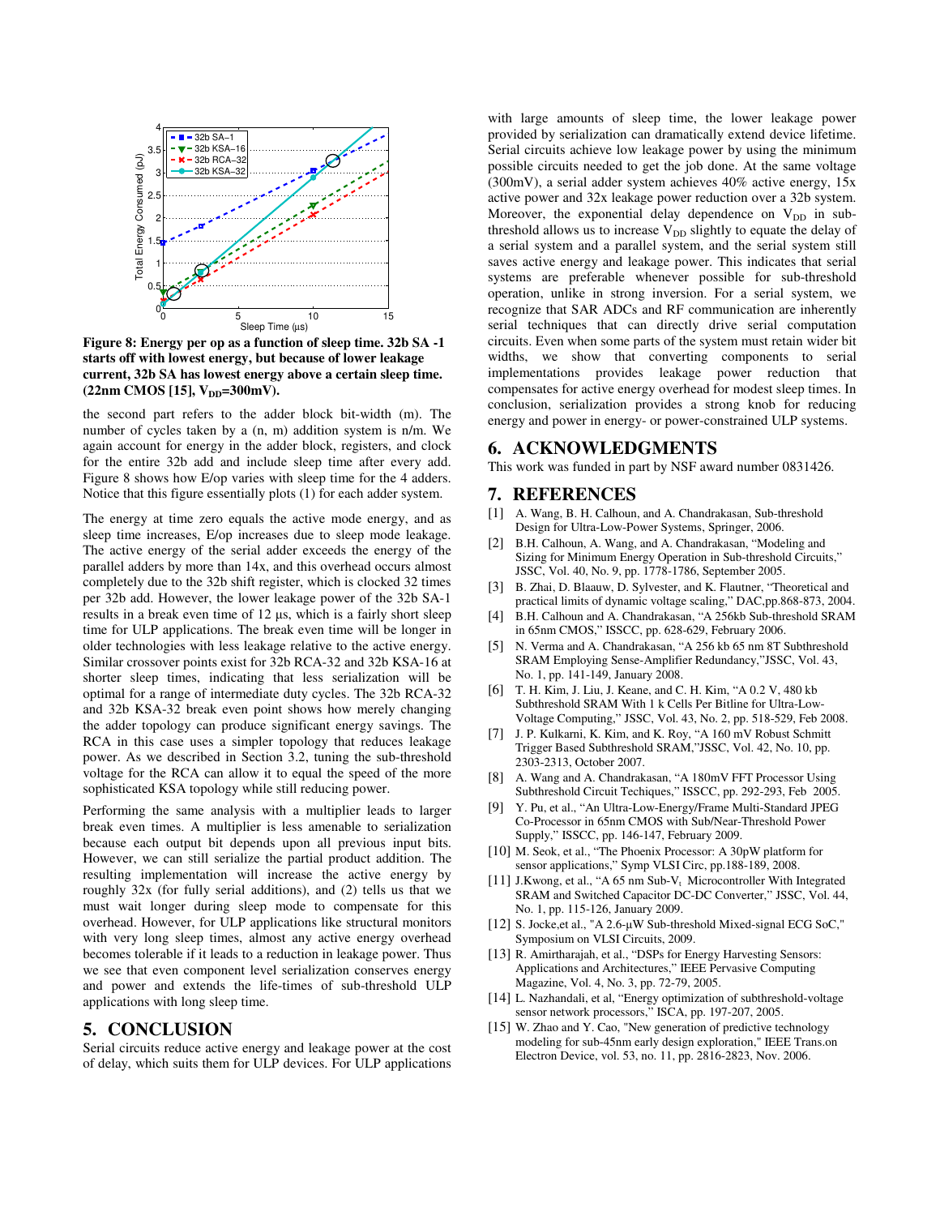4
3.5
3
2.5
2
1.5
1
0.5
0
0
5
10
15

Total Energy Consumed (pJ)

Sleep Time (µs)

32b SA−1
32b KSA−16
32b RCA−32
32b KSA−32

**Figure 8: Energy per op as a function of sleep time. 32b SA -1 starts off with lowest energy, but because of lower leakage current, 32b SA has lowest energy above a certain sleep time. (22nm CMOS [15], $V_{DD}$=300mV).**

the second part refers to the adder block bit-width (m). The number of cycles taken by a (n, m) addition system is n/m. We again account for energy in the adder block, registers, and clock for the entire 32b add and include sleep time after every add. Figure 8 shows how E/op varies with sleep time for the 4 adders. Notice that this figure essentially plots (1) for each adder system.

The energy at time zero equals the active mode energy, and as sleep time increases, E/op increases due to sleep mode leakage. The active energy of the serial adder exceeds the energy of the parallel adders by more than 14x, and this overhead occurs almost completely due to the 32b shift register, which is clocked 32 times per 32b add. However, the lower leakage power of the 32b SA-1 results in a break even time of 12 µs, which is a fairly short sleep time for ULP applications. The break even time will be longer in older technologies with less leakage relative to the active energy. Similar crossover points exist for 32b RCA-32 and 32b KSA-16 at shorter sleep times, indicating that less serialization will be optimal for a range of intermediate duty cycles. The 32b RCA-32 and 32b KSA-32 break even point shows how merely changing the adder topology can produce significant energy savings. The RCA in this case uses a simpler topology that reduces leakage power. As we described in Section 3.2, tuning the sub-threshold voltage for the RCA can allow it to equal the speed of the more sophisticated KSA topology while still reducing power.

Performing the same analysis with a multiplier leads to larger break even times. A multiplier is less amenable to serialization because each output bit depends upon all previous input bits. However, we can still serialize the partial product addition. The resulting implementation will increase the active energy by roughly 32x (for fully serial additions), and (2) tells us that we must wait longer during sleep mode to compensate for this overhead. However, for ULP applications like structural monitors with very long sleep times, almost any active energy overhead becomes tolerable if it leads to a reduction in leakage power. Thus we see that even component level serialization conserves energy and power and extends the life-times of sub-threshold ULP applications with long sleep time.

## 5. CONCLUSION

Serial circuits reduce active energy and leakage power at the cost of delay, which suits them for ULP devices. For ULP applications with large amounts of sleep time, the lower leakage power provided by serialization can dramatically extend device lifetime. Serial circuits achieve low leakage power by using the minimum possible circuits needed to get the job done. At the same voltage (300mV), a serial adder system achieves 40% active energy, 15x active power and 32x leakage power reduction over a 32b system. Moreover, the exponential delay dependence on $V_{DD}$ in sub-threshold allows us to increase $V_{DD}$ slightly to equate the delay of a serial system and a parallel system, and the serial system still saves active energy and leakage power. This indicates that serial systems are preferable whenever possible for sub-threshold operation, unlike in strong inversion. For a serial system, we recognize that SAR ADCs and RF communication are inherently serial techniques that can directly drive serial computation circuits. Even when some parts of the system must retain wider bit widths, we show that converting components to serial implementations provides leakage power reduction that compensates for active energy overhead for modest sleep times. In conclusion, serialization provides a strong knob for reducing energy and power in energy- or power-constrained ULP systems.

## 6. ACKNOWLEDGMENTS

This work was funded in part by NSF award number 0831426.

## 7. REFERENCES

[1] A. Wang, B. H. Calhoun, and A. Chandrakasan, Sub-threshold Design for Ultra-Low-Power Systems, Springer, 2006.

[2] B.H. Calhoun, A. Wang, and A. Chandrakasan, "Modeling and Sizing for Minimum Energy Operation in Sub-threshold Circuits," JSSC, Vol. 40, No. 9, pp. 1778-1786, September 2005.

[3] B. Zhai, D. Blaauw, D. Sylvester, and K. Flautner, "Theoretical and practical limits of dynamic voltage scaling," DAC,pp.868-873, 2004.

[4] B.H. Calhoun and A. Chandrakasan, "A 256kb Sub-threshold SRAM in 65nm CMOS," ISSCC, pp. 628-629, February 2006.

[5] N. Verma and A. Chandrakasan, "A 256 kb 65 nm 8T Subthreshold SRAM Employing Sense-Amplifier Redundancy,"JSSC, Vol. 43, No. 1, pp. 141-149, January 2008.

[6] T. H. Kim, J. Liu, J. Keane, and C. H. Kim, "A 0.2 V, 480 kb Subthreshold SRAM With 1 k Cells Per Bitline for Ultra-Low-Voltage Computing," JSSC, Vol. 43, No. 2, pp. 518-529, Feb 2008.

[7] J. P. Kulkarni, K. Kim, and K. Roy, "A 160 mV Robust Schmitt Trigger Based Subthreshold SRAM,"JSSC, Vol. 42, No. 10, pp. 2303-2313, October 2007.

[8] A. Wang and A. Chandrakasan, "A 180mV FFT Processor Using Subthreshold Circuit Techiques," ISSCC, pp. 292-293, Feb 2005.

[9] Y. Pu, et al., "An Ultra-Low-Energy/Frame Multi-Standard JPEG Co-Processor in 65nm CMOS with Sub/Near-Threshold Power Supply," ISSCC, pp. 146-147, February 2009.

[10] M. Seok, et al., "The Phoenix Processor: A 30pW platform for sensor applications," Symp VLSI Circ, pp.188-189, 2008.

[11] J.Kwong, et al., "A 65 nm Sub-$V_t$ Microcontroller With Integrated SRAM and Switched Capacitor DC-DC Converter," JSSC, Vol. 44, No. 1, pp. 115-126, January 2009.

[12] S. Jocke,et al., "A 2.6-µW Sub-threshold Mixed-signal ECG SoC," Symposium on VLSI Circuits, 2009.

[13] R. Amirtharajah, et al., "DSPs for Energy Harvesting Sensors: Applications and Architectures," IEEE Pervasive Computing Magazine, Vol. 4, No. 3, pp. 72-79, 2005.

[14] L. Nazhandali, et al, "Energy optimization of subthreshold-voltage sensor network processors," ISCA, pp. 197-207, 2005.

[15] W. Zhao and Y. Cao, "New generation of predictive technology modeling for sub-45nm early design exploration," IEEE Trans.on Electron Device, vol. 53, no. 11, pp. 2816-2823, Nov. 2006.